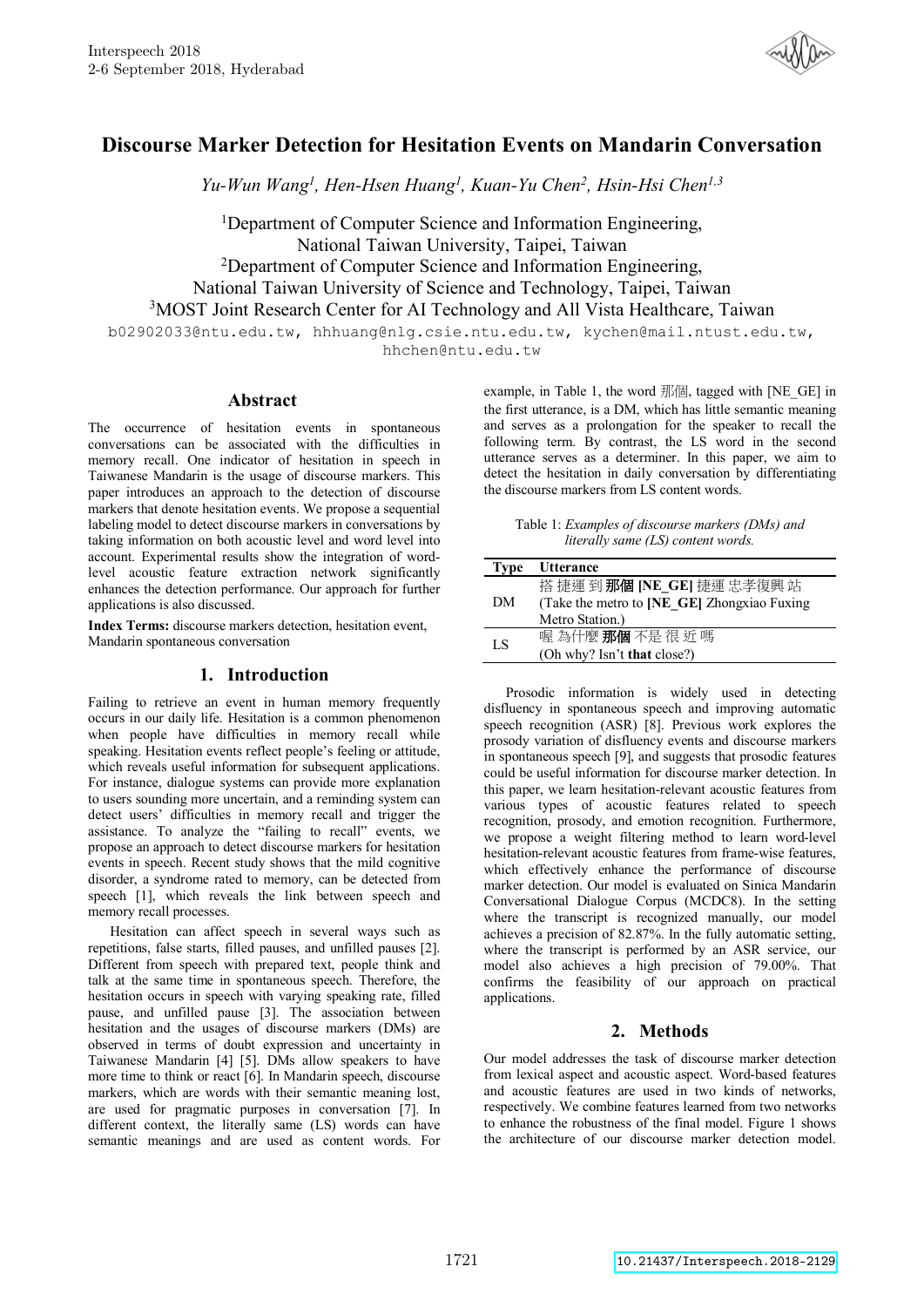# Discourse Marker Detection for Hesitation Events on Mandarin Conversation

*Yu-Wun Wang[1], Hen-Hsen Huang[1], Kuan-Yu Chen[2], Hsin-Hsi Chen[1,3]*

[1]Department of Computer Science and Information Engineering, National Taiwan University, Taipei, Taiwan
[2]Department of Computer Science and Information Engineering, National Taiwan University of Science and Technology, Taipei, Taiwan
[3]MOST Joint Research Center for AI Technology and All Vista Healthcare, Taiwan

b02902033@ntu.edu.tw, hhhuang@nlg.csie.ntu.edu.tw, kychen@mail.ntust.edu.tw, hhchen@ntu.edu.tw

## Abstract

The occurrence of hesitation events in spontaneous conversations can be associated with the difficulties in memory recall. One indicator of hesitation in speech in Taiwanese Mandarin is the usage of discourse markers. This paper introduces an approach to the detection of discourse markers that denote hesitation events. We propose a sequential labeling model to detect discourse markers in conversations by taking information on both acoustic level and word level into account. Experimental results show the integration of word-level acoustic feature extraction network significantly enhances the detection performance. Our approach for further applications is also discussed.

**Index Terms:** discourse markers detection, hesitation event, Mandarin spontaneous conversation

## 1. Introduction

Failing to retrieve an event in human memory frequently occurs in our daily life. Hesitation is a common phenomenon when people have difficulties in memory recall while speaking. Hesitation events reflect people's feeling or attitude, which reveals useful information for subsequent applications. For instance, dialogue systems can provide more explanation to users sounding more uncertain, and a reminding system can detect users' difficulties in memory recall and trigger the assistance. To analyze the "failing to recall" events, we propose an approach to detect discourse markers for hesitation events in speech. Recent study shows that the mild cognitive disorder, a syndrome rated to memory, can be detected from speech [1], which reveals the link between speech and memory recall processes.

Hesitation can affect speech in several ways such as repetitions, false starts, filled pauses, and unfilled pauses [2]. Different from speech with prepared text, people think and talk at the same time in spontaneous speech. Therefore, the hesitation occurs in speech with varying speaking rate, filled pause, and unfilled pause [3]. The association between hesitation and the usages of discourse markers (DMs) are observed in terms of doubt expression and uncertainty in Taiwanese Mandarin [4] [5]. DMs allow speakers to have more time to think or react [6]. In Mandarin speech, discourse markers, which are words with their semantic meaning lost, are used for pragmatic purposes in conversation [7]. In different context, the literally same (LS) words can have semantic meanings and are used as content words. For example, in Table 1, the word 那個, tagged with [NE_GE] in the first utterance, is a DM, which has little semantic meaning and serves as a prolongation for the speaker to recall the following term. By contrast, the LS word in the second utterance serves as a determiner. In this paper, we aim to detect the hesitation in daily conversation by differentiating the discourse markers from LS content words.

Table 1: *Examples of discourse markers (DMs) and literally same (LS) content words.*

| Type | Utterance |
|---|---|
| DM | 搭 捷運 到 **那個 [NE_GE]** 捷運 忠孝復興 站<br>(Take the metro to **[NE_GE]** Zhongxiao Fuxing Metro Station.) |
| LS | 喔 為什麼 **那個** 不是 很 近 嗎<br>(Oh why? Isn't **that** close?) |

Prosodic information is widely used in detecting disfluency in spontaneous speech and improving automatic speech recognition (ASR) [8]. Previous work explores the prosody variation of disfluency events and discourse markers in spontaneous speech [9], and suggests that prosodic features could be useful information for discourse marker detection. In this paper, we learn hesitation-relevant acoustic features from various types of acoustic features related to speech recognition, prosody, and emotion recognition. Furthermore, we propose a weight filtering method to learn word-level hesitation-relevant acoustic features from frame-wise features, which effectively enhance the performance of discourse marker detection. Our model is evaluated on Sinica Mandarin Conversational Dialogue Corpus (MCDC8). In the setting where the transcript is recognized manually, our model achieves a precision of 82.87%. In the fully automatic setting, where the transcript is performed by an ASR service, our model also achieves a high precision of 79.00%. That confirms the feasibility of our approach on practical applications.

## 2. Methods

Our model addresses the task of discourse marker detection from lexical aspect and acoustic aspect. Word-based features and acoustic features are used in two kinds of networks, respectively. We combine features learned from two networks to enhance the robustness of the final model. Figure 1 shows the architecture of our discourse marker detection model.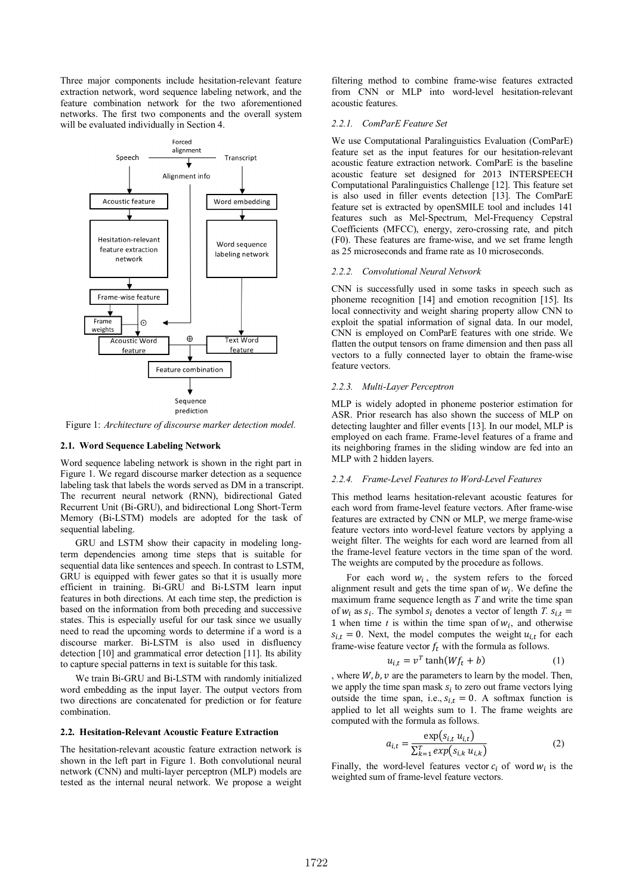Three major components include hesitation-relevant feature extraction network, word sequence labeling network, and the feature combination network for the two aforementioned networks. The first two components and the overall system will be evaluated individually in Section 4.

Figure 1: *Architecture of discourse marker detection model.*

### 2.1. Word Sequence Labeling Network

Word sequence labeling network is shown in the right part in Figure 1. We regard discourse marker detection as a sequence labeling task that labels the words served as DM in a transcript. The recurrent neural network (RNN), bidirectional Gated Recurrent Unit (Bi-GRU), and bidirectional Long Short-Term Memory (Bi-LSTM) models are adopted for the task of sequential labeling.

GRU and LSTM show their capacity in modeling long-term dependencies among time steps that is suitable for sequential data like sentences and speech. In contrast to LSTM, GRU is equipped with fewer gates so that it is usually more efficient in training. Bi-GRU and Bi-LSTM learn input features in both directions. At each time step, the prediction is based on the information from both preceding and successive states. This is especially useful for our task since we usually need to read the upcoming words to determine if a word is a discourse marker. Bi-LSTM is also used in disfluency detection [10] and grammatical error detection [11]. Its ability to capture special patterns in text is suitable for this task.

We train Bi-GRU and Bi-LSTM with randomly initialized word embedding as the input layer. The output vectors from two directions are concatenated for prediction or for feature combination.

### 2.2. Hesitation-Relevant Acoustic Feature Extraction

The hesitation-relevant acoustic feature extraction network is shown in the left part in Figure 1. Both convolutional neural network (CNN) and multi-layer perceptron (MLP) models are tested as the internal neural network. We propose a weight filtering method to combine frame-wise features extracted from CNN or MLP into word-level hesitation-relevant acoustic features.

#### *2.2.1. ComParE Feature Set*

We use Computational Paralinguistics Evaluation (ComParE) feature set as the input features for our hesitation-relevant acoustic feature extraction network. ComParE is the baseline acoustic feature set designed for 2013 INTERSPEECH Computational Paralinguistics Challenge [12]. This feature set is also used in filler events detection [13]. The ComParE feature set is extracted by openSMILE tool and includes 141 features such as Mel-Spectrum, Mel-Frequency Cepstral Coefficients (MFCC), energy, zero-crossing rate, and pitch (F0). These features are frame-wise, and we set frame length as 25 microseconds and frame rate as 10 microseconds.

#### *2.2.2. Convolutional Neural Network*

CNN is successfully used in some tasks in speech such as phoneme recognition [14] and emotion recognition [15]. Its local connectivity and weight sharing property allow CNN to exploit the spatial information of signal data. In our model, CNN is employed on ComParE features with one stride. We flatten the output tensors on frame dimension and then pass all vectors to a fully connected layer to obtain the frame-wise feature vectors.

#### *2.2.3. Multi-Layer Perceptron*

MLP is widely adopted in phoneme posterior estimation for ASR. Prior research has also shown the success of MLP on detecting laughter and filler events [13]. In our model, MLP is employed on each frame. Frame-level features of a frame and its neighboring frames in the sliding window are fed into an MLP with 2 hidden layers.

#### *2.2.4. Frame-Level Features to Word-Level Features*

This method learns hesitation-relevant acoustic features for each word from frame-level feature vectors. After frame-wise features are extracted by CNN or MLP, we merge frame-wise feature vectors into word-level feature vectors by applying a weight filter. The weights for each word are learned from all the frame-level feature vectors in the time span of the word. The weights are computed by the procedure as follows.

For each word $w_i$, the system refers to the forced alignment result and gets the time span of $w_i$. We define the maximum frame sequence length as $T$ and write the time span of $w_i$ as $s_i$. The symbol $s_i$ denotes a vector of length $T$. $s_{i,t} = 1$ when time $t$ is within the time span of $w_i$, and otherwise $s_{i,t} = 0$. Next, the model computes the weight $u_{i,t}$ for each frame-wise feature vector $f_t$ with the formula as follows.

$$u_{i,t} = v^T \tanh(Wf_t + b) \tag{1}$$

, where $W, b, v$ are the parameters to learn by the model. Then, we apply the time span mask $s_i$ to zero out frame vectors lying outside the time span, i.e., $s_{i,t} = 0$. A softmax function is applied to let all weights sum to 1. The frame weights are computed with the formula as follows.

$$a_{i,t} = \frac{\exp(s_{i,t}\, u_{i,t})}{\sum_{k=1}^{T} exp(s_{i,k}\, u_{i,k})} \tag{2}$$

Finally, the word-level features vector $c_i$ of word $w_i$ is the weighted sum of frame-level feature vectors.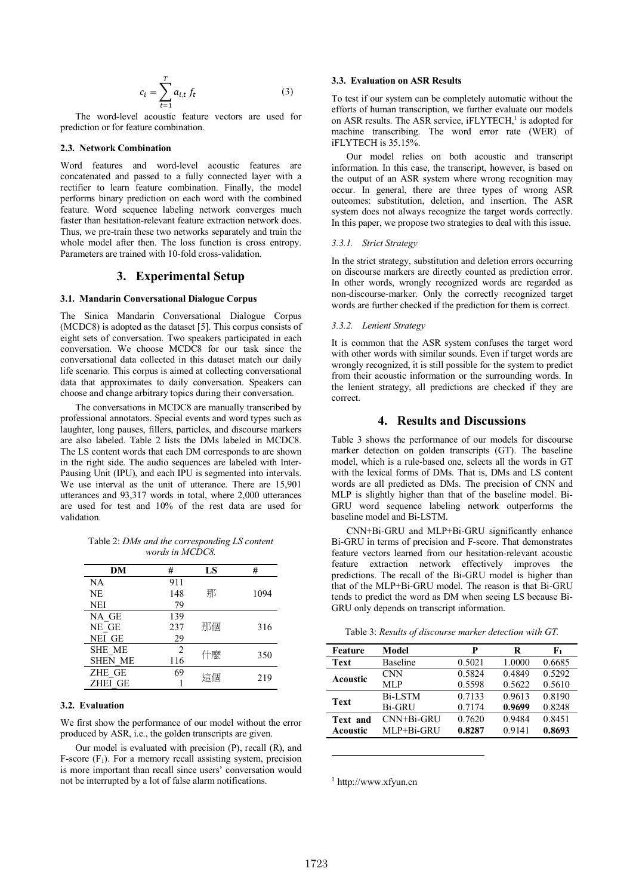$$c_i = \sum_{t=1}^{T} a_{i,t} \, f_t \qquad (3)$$

The word-level acoustic feature vectors are used for prediction or for feature combination.

### 2.3. Network Combination

Word features and word-level acoustic features are concatenated and passed to a fully connected layer with a rectifier to learn feature combination. Finally, the model performs binary prediction on each word with the combined feature. Word sequence labeling network converges much faster than hesitation-relevant feature extraction network does. Thus, we pre-train these two networks separately and train the whole model after then. The loss function is cross entropy. Parameters are trained with 10-fold cross-validation.

## 3. Experimental Setup

### 3.1. Mandarin Conversational Dialogue Corpus

The Sinica Mandarin Conversational Dialogue Corpus (MCDC8) is adopted as the dataset [5]. This corpus consists of eight sets of conversation. Two speakers participated in each conversation. We choose MCDC8 for our task since the conversational data collected in this dataset match our daily life scenario. This corpus is aimed at collecting conversational data that approximates to daily conversation. Speakers can choose and change arbitrary topics during their conversation.

The conversations in MCDC8 are manually transcribed by professional annotators. Special events and word types such as laughter, long pauses, fillers, particles, and discourse markers are also labeled. Table 2 lists the DMs labeled in MCDC8. The LS content words that each DM corresponds to are shown in the right side. The audio sequences are labeled with Inter-Pausing Unit (IPU), and each IPU is segmented into intervals. We use interval as the unit of utterance. There are 15,901 utterances and 93,317 words in total, where 2,000 utterances are used for test and 10% of the rest data are used for validation.

Table 2: *DMs and the corresponding LS content words in MCDC8.*

| DM | # | LS | # |
|---|---|---|---|
| NA | 911 | 那 | 1094 |
| NE | 148 | | |
| NEI | 79 | | |
| NA_GE | 139 | 那個 | 316 |
| NE_GE | 237 | | |
| NEI_GE | 29 | | |
| SHE_ME | 2 | 什麼 | 350 |
| SHEN_ME | 116 | | |
| ZHE_GE | 69 | 這個 | 219 |
| ZHEI_GE | 1 | | |

### 3.2. Evaluation

We first show the performance of our model without the error produced by ASR, i.e., the golden transcripts are given.

Our model is evaluated with precision (P), recall (R), and F-score ($F_1$). For a memory recall assisting system, precision is more important than recall since users' conversation would not be interrupted by a lot of false alarm notifications.

### 3.3. Evaluation on ASR Results

To test if our system can be completely automatic without the efforts of human transcription, we further evaluate our models on ASR results. The ASR service, iFLYTECH,[1] is adopted for machine transcribing. The word error rate (WER) of iFLYTECH is 35.15%.

Our model relies on both acoustic and transcript information. In this case, the transcript, however, is based on the output of an ASR system where wrong recognition may occur. In general, there are three types of wrong ASR outcomes: substitution, deletion, and insertion. The ASR system does not always recognize the target words correctly. In this paper, we propose two strategies to deal with this issue.

#### 3.3.1. *Strict Strategy*

In the strict strategy, substitution and deletion errors occurring on discourse markers are directly counted as prediction error. In other words, wrongly recognized words are regarded as non-discourse-marker. Only the correctly recognized target words are further checked if the prediction for them is correct.

#### 3.3.2. *Lenient Strategy*

It is common that the ASR system confuses the target word with other words with similar sounds. Even if target words are wrongly recognized, it is still possible for the system to predict from their acoustic information or the surrounding words. In the lenient strategy, all predictions are checked if they are correct.

## 4. Results and Discussions

Table 3 shows the performance of our models for discourse marker detection on golden transcripts (GT). The baseline model, which is a rule-based one, selects all the words in GT with the lexical forms of DMs. That is, DMs and LS content words are all predicted as DMs. The precision of CNN and MLP is slightly higher than that of the baseline model. Bi-GRU word sequence labeling network outperforms the baseline model and Bi-LSTM.

CNN+Bi-GRU and MLP+Bi-GRU significantly enhance Bi-GRU in terms of precision and F-score. That demonstrates feature vectors learned from our hesitation-relevant acoustic feature extraction network effectively improves the predictions. The recall of the Bi-GRU model is higher than that of the MLP+Bi-GRU model. The reason is that Bi-GRU tends to predict the word as DM when seeing LS because Bi-GRU only depends on transcript information.

Table 3: *Results of discourse marker detection with GT.*

| Feature | Model | P | R | $F_1$ |
|---|---|---|---|---|
| **Text** | Baseline | 0.5021 | 1.0000 | 0.6685 |
| **Acoustic** | CNN | 0.5824 | 0.4849 | 0.5292 |
| | MLP | 0.5598 | 0.5622 | 0.5610 |
| **Text** | Bi-LSTM | 0.7133 | 0.9613 | 0.8190 |
| | Bi-GRU | 0.7174 | **0.9699** | 0.8248 |
| **Text and Acoustic** | CNN+Bi-GRU | 0.7620 | 0.9484 | 0.8451 |
| | MLP+Bi-GRU | **0.8287** | 0.9141 | **0.8693** |

[1] http://www.xfyun.cn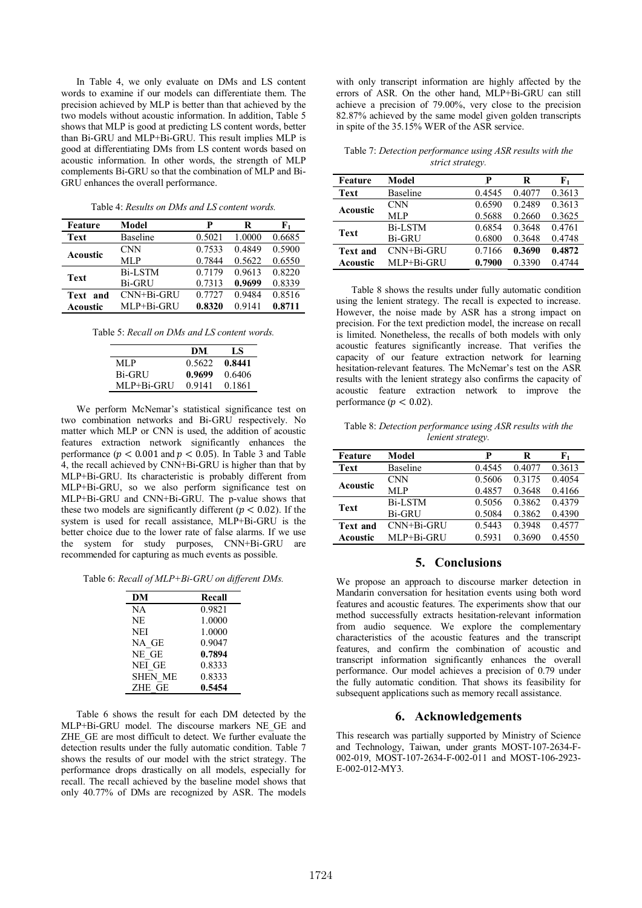In Table 4, we only evaluate on DMs and LS content words to examine if our models can differentiate them. The precision achieved by MLP is better than that achieved by the two models without acoustic information. In addition, Table 5 shows that MLP is good at predicting LS content words, better than Bi-GRU and MLP+Bi-GRU. This result implies MLP is good at differentiating DMs from LS content words based on acoustic information. In other words, the strength of MLP complements Bi-GRU so that the combination of MLP and Bi-GRU enhances the overall performance.

Table 4: *Results on DMs and LS content words.*

| Feature | Model | P | R | $F_1$ |
|---|---|---|---|---|
| **Text** | Baseline | 0.5021 | 1.0000 | 0.6685 |
| **Acoustic** | CNN | 0.7533 | 0.4849 | 0.5900 |
| | MLP | 0.7844 | 0.5622 | 0.6550 |
| **Text** | Bi-LSTM | 0.7179 | 0.9613 | 0.8220 |
| | Bi-GRU | 0.7313 | **0.9699** | 0.8339 |
| **Text and Acoustic** | CNN+Bi-GRU | 0.7727 | 0.9484 | 0.8516 |
| | MLP+Bi-GRU | **0.8320** | 0.9141 | **0.8711** |

Table 5: *Recall on DMs and LS content words.*

| | DM | LS |
|---|---|---|
| MLP | 0.5622 | **0.8441** |
| Bi-GRU | **0.9699** | 0.6406 |
| MLP+Bi-GRU | 0.9141 | 0.1861 |

We perform McNemar's statistical significance test on two combination networks and Bi-GRU respectively. No matter which MLP or CNN is used, the addition of acoustic features extraction network significantly enhances the performance ($p < 0.001$ and $p < 0.05$). In Table 3 and Table 4, the recall achieved by CNN+Bi-GRU is higher than that by MLP+Bi-GRU. Its characteristic is probably different from MLP+Bi-GRU, so we also perform significance test on MLP+Bi-GRU and CNN+Bi-GRU. The p-value shows that these two models are significantly different ($p < 0.02$). If the system is used for recall assistance, MLP+Bi-GRU is the better choice due to the lower rate of false alarms. If we use the system for study purposes, CNN+Bi-GRU are recommended for capturing as much events as possible.

Table 6: *Recall of MLP+Bi-GRU on different DMs.*

| DM | Recall |
|---|---|
| NA | 0.9821 |
| NE | 1.0000 |
| NEI | 1.0000 |
| NA_GE | 0.9047 |
| NE_GE | **0.7894** |
| NEI_GE | 0.8333 |
| SHEN_ME | 0.8333 |
| ZHE_GE | **0.5454** |

Table 6 shows the result for each DM detected by the MLP+Bi-GRU model. The discourse markers NE_GE and ZHE_GE are most difficult to detect. We further evaluate the detection results under the fully automatic condition. Table 7 shows the results of our model with the strict strategy. The performance drops drastically on all models, especially for recall. The recall achieved by the baseline model shows that only 40.77% of DMs are recognized by ASR. The models with only transcript information are highly affected by the errors of ASR. On the other hand, MLP+Bi-GRU can still achieve a precision of 79.00%, very close to the precision 82.87% achieved by the same model given golden transcripts in spite of the 35.15% WER of the ASR service.

Table 7: *Detection performance using ASR results with the strict strategy.*

| Feature | Model | P | R | $F_1$ |
|---|---|---|---|---|
| **Text** | Baseline | 0.4545 | 0.4077 | 0.3613 |
| **Acoustic** | CNN | 0.6590 | 0.2489 | 0.3613 |
| | MLP | 0.5688 | 0.2660 | 0.3625 |
| **Text** | Bi-LSTM | 0.6854 | 0.3648 | 0.4761 |
| | Bi-GRU | 0.6800 | 0.3648 | 0.4748 |
| **Text and Acoustic** | CNN+Bi-GRU | 0.7166 | **0.3690** | **0.4872** |
| | MLP+Bi-GRU | **0.7900** | 0.3390 | 0.4744 |

Table 8 shows the results under fully automatic condition using the lenient strategy. The recall is expected to increase. However, the noise made by ASR has a strong impact on precision. For the text prediction model, the increase on recall is limited. Nonetheless, the recalls of both models with only acoustic features significantly increase. That verifies the capacity of our feature extraction network for learning hesitation-relevant features. The McNemar's test on the ASR results with the lenient strategy also confirms the capacity of acoustic feature extraction network to improve the performance ($p < 0.02$).

Table 8: *Detection performance using ASR results with the lenient strategy.*

| Feature | Model | P | R | $F_1$ |
|---|---|---|---|---|
| **Text** | Baseline | 0.4545 | 0.4077 | 0.3613 |
| **Acoustic** | CNN | 0.5606 | 0.3175 | 0.4054 |
| | MLP | 0.4857 | 0.3648 | 0.4166 |
| **Text** | Bi-LSTM | 0.5056 | 0.3862 | 0.4379 |
| | Bi-GRU | 0.5084 | 0.3862 | 0.4390 |
| **Text and Acoustic** | CNN+Bi-GRU | 0.5443 | 0.3948 | 0.4577 |
| | MLP+Bi-GRU | 0.5931 | 0.3690 | 0.4550 |

## 5. Conclusions

We propose an approach to discourse marker detection in Mandarin conversation for hesitation events using both word features and acoustic features. The experiments show that our method successfully extracts hesitation-relevant information from audio sequence. We explore the complementary characteristics of the acoustic features and the transcript features, and confirm the combination of acoustic and transcript information significantly enhances the overall performance. Our model achieves a precision of 0.79 under the fully automatic condition. That shows its feasibility for subsequent applications such as memory recall assistance.

## 6. Acknowledgements

This research was partially supported by Ministry of Science and Technology, Taiwan, under grants MOST-107-2634-F-002-019, MOST-107-2634-F-002-011 and MOST-106-2923-E-002-012-MY3.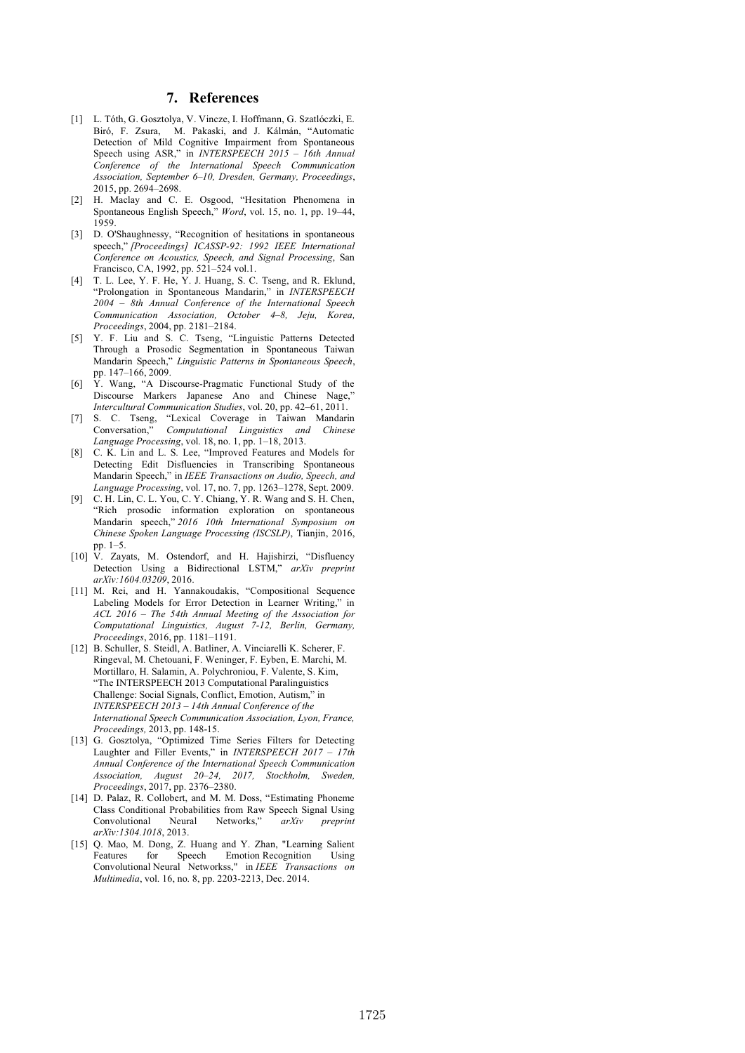## 7. References

[1] L. Tóth, G. Gosztolya, V. Vincze, I. Hoffmann, G. Szatlóczki, E. Biró, F. Zsura, M. Pakaski, and J. Kálmán, "Automatic Detection of Mild Cognitive Impairment from Spontaneous Speech using ASR," in *INTERSPEECH 2015 – 16th Annual Conference of the International Speech Communication Association, September 6–10, Dresden, Germany, Proceedings*, 2015, pp. 2694–2698.

[2] H. Maclay and C. E. Osgood, "Hesitation Phenomena in Spontaneous English Speech," *Word*, vol. 15, no. 1, pp. 19–44, 1959.

[3] D. O'Shaughnessy, "Recognition of hesitations in spontaneous speech," *[Proceedings] ICASSP-92: 1992 IEEE International Conference on Acoustics, Speech, and Signal Processing*, San Francisco, CA, 1992, pp. 521–524 vol.1.

[4] T. L. Lee, Y. F. He, Y. J. Huang, S. C. Tseng, and R. Eklund, "Prolongation in Spontaneous Mandarin," in *INTERSPEECH 2004 – 8th Annual Conference of the International Speech Communication Association, October 4–8, Jeju, Korea, Proceedings*, 2004, pp. 2181–2184.

[5] Y. F. Liu and S. C. Tseng, "Linguistic Patterns Detected Through a Prosodic Segmentation in Spontaneous Taiwan Mandarin Speech," *Linguistic Patterns in Spontaneous Speech*, pp. 147–166, 2009.

[6] Y. Wang, "A Discourse-Pragmatic Functional Study of the Discourse Markers Japanese Ano and Chinese Nage," *Intercultural Communication Studies*, vol. 20, pp. 42–61, 2011.

[7] S. C. Tseng, "Lexical Coverage in Taiwan Mandarin Conversation," *Computational Linguistics and Chinese Language Processing*, vol. 18, no. 1, pp. 1–18, 2013.

[8] C. K. Lin and L. S. Lee, "Improved Features and Models for Detecting Edit Disfluencies in Transcribing Spontaneous Mandarin Speech," in *IEEE Transactions on Audio, Speech, and Language Processing*, vol. 17, no. 7, pp. 1263–1278, Sept. 2009.

[9] C. H. Lin, C. L. You, C. Y. Chiang, Y. R. Wang and S. H. Chen, "Rich prosodic information exploration on spontaneous Mandarin speech," *2016 10th International Symposium on Chinese Spoken Language Processing (ISCSLP)*, Tianjin, 2016, pp. 1–5.

[10] V. Zayats, M. Ostendorf, and H. Hajishirzi, "Disfluency Detection Using a Bidirectional LSTM," *arXiv preprint arXiv:1604.03209*, 2016.

[11] M. Rei, and H. Yannakoudakis, "Compositional Sequence Labeling Models for Error Detection in Learner Writing," in *ACL 2016 – The 54th Annual Meeting of the Association for Computational Linguistics, August 7-12, Berlin, Germany, Proceedings*, 2016, pp. 1181–1191.

[12] B. Schuller, S. Steidl, A. Batliner, A. Vinciarelli K. Scherer, F. Ringeval, M. Chetouani, F. Weninger, F. Eyben, E. Marchi, M. Mortillaro, H. Salamin, A. Polychroniou, F. Valente, S. Kim, "The INTERSPEECH 2013 Computational Paralinguistics Challenge: Social Signals, Conflict, Emotion, Autism," in *INTERSPEECH 2013 – 14th Annual Conference of the International Speech Communication Association, Lyon, France, Proceedings,* 2013, pp. 148-15.

[13] G. Gosztolya, "Optimized Time Series Filters for Detecting Laughter and Filler Events," in *INTERSPEECH 2017 – 17th Annual Conference of the International Speech Communication Association, August 20–24, 2017, Stockholm, Sweden, Proceedings*, 2017, pp. 2376–2380.

[14] D. Palaz, R. Collobert, and M. M. Doss, "Estimating Phoneme Class Conditional Probabilities from Raw Speech Signal Using Convolutional Neural Networks," *arXiv preprint arXiv:1304.1018*, 2013.

[15] Q. Mao, M. Dong, Z. Huang and Y. Zhan, "Learning Salient Features for Speech Emotion Recognition Using Convolutional Neural Networkss," in *IEEE Transactions on Multimedia*, vol. 16, no. 8, pp. 2203-2213, Dec. 2014.